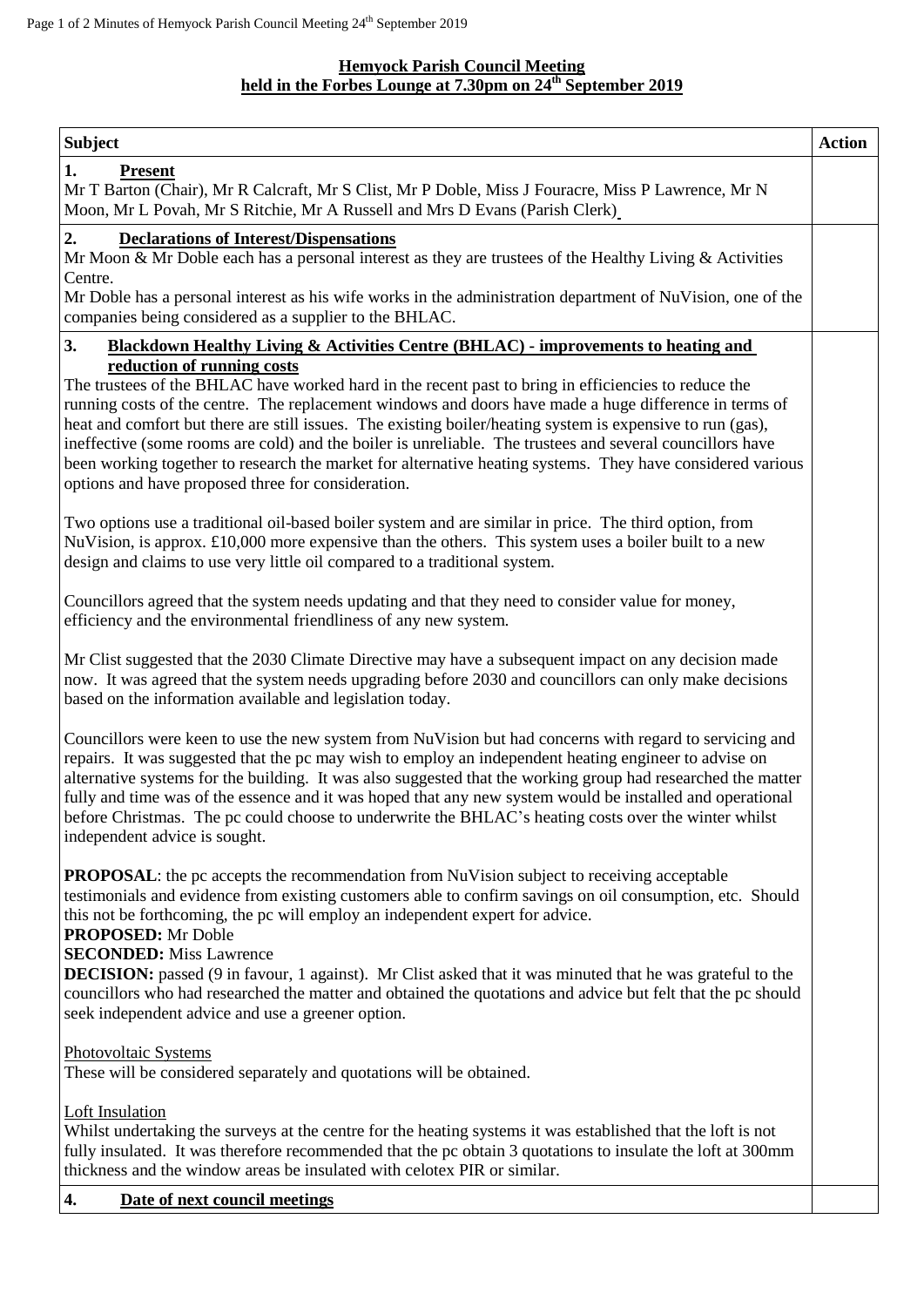**Hemyock Parish Council Meeting**
**held in the Forbes Lounge at 7.30pm on 24th September 2019**

| Subject | Action |
|---|---|
| **1. Present**<br>Mr T Barton (Chair), Mr R Calcraft, Mr S Clist, Mr P Doble, Miss J Fouracre, Miss P Lawrence, Mr N Moon, Mr L Povah, Mr S Ritchie, Mr A Russell and Mrs D Evans (Parish Clerk) | |
| **2. Declarations of Interest/Dispensations**<br>Mr Moon & Mr Doble each has a personal interest as they are trustees of the Healthy Living & Activities Centre.<br>Mr Doble has a personal interest as his wife works in the administration department of NuVision, one of the companies being considered as a supplier to the BHLAC. | |
| **3. Blackdown Healthy Living & Activities Centre (BHLAC) - improvements to heating and reduction of running costs**<br>The trustees of the BHLAC have worked hard in the recent past to bring in efficiencies to reduce the running costs of the centre. The replacement windows and doors have made a huge difference in terms of heat and comfort but there are still issues. The existing boiler/heating system is expensive to run (gas), ineffective (some rooms are cold) and the boiler is unreliable. The trustees and several councillors have been working together to research the market for alternative heating systems. They have considered various options and have proposed three for consideration.<br><br>Two options use a traditional oil-based boiler system and are similar in price. The third option, from NuVision, is approx. £10,000 more expensive than the others. This system uses a boiler built to a new design and claims to use very little oil compared to a traditional system.<br><br>Councillors agreed that the system needs updating and that they need to consider value for money, efficiency and the environmental friendliness of any new system.<br><br>Mr Clist suggested that the 2030 Climate Directive may have a subsequent impact on any decision made now. It was agreed that the system needs upgrading before 2030 and councillors can only make decisions based on the information available and legislation today.<br><br>Councillors were keen to use the new system from NuVision but had concerns with regard to servicing and repairs. It was suggested that the pc may wish to employ an independent heating engineer to advise on alternative systems for the building. It was also suggested that the working group had researched the matter fully and time was of the essence and it was hoped that any new system would be installed and operational before Christmas. The pc could choose to underwrite the BHLAC's heating costs over the winter whilst independent advice is sought.<br><br>**PROPOSAL**: the pc accepts the recommendation from NuVision subject to receiving acceptable testimonials and evidence from existing customers able to confirm savings on oil consumption, etc. Should this not be forthcoming, the pc will employ an independent expert for advice.<br>**PROPOSED:** Mr Doble<br>**SECONDED:** Miss Lawrence<br>**DECISION:** passed (9 in favour, 1 against). Mr Clist asked that it was minuted that he was grateful to the councillors who had researched the matter and obtained the quotations and advice but felt that the pc should seek independent advice and use a greener option.<br><br>Photovoltaic Systems<br>These will be considered separately and quotations will be obtained.<br><br>Loft Insulation<br>Whilst undertaking the surveys at the centre for the heating systems it was established that the loft is not fully insulated. It was therefore recommended that the pc obtain 3 quotations to insulate the loft at 300mm thickness and the window areas be insulated with celotex PIR or similar. | |
| **4. Date of next council meetings** | |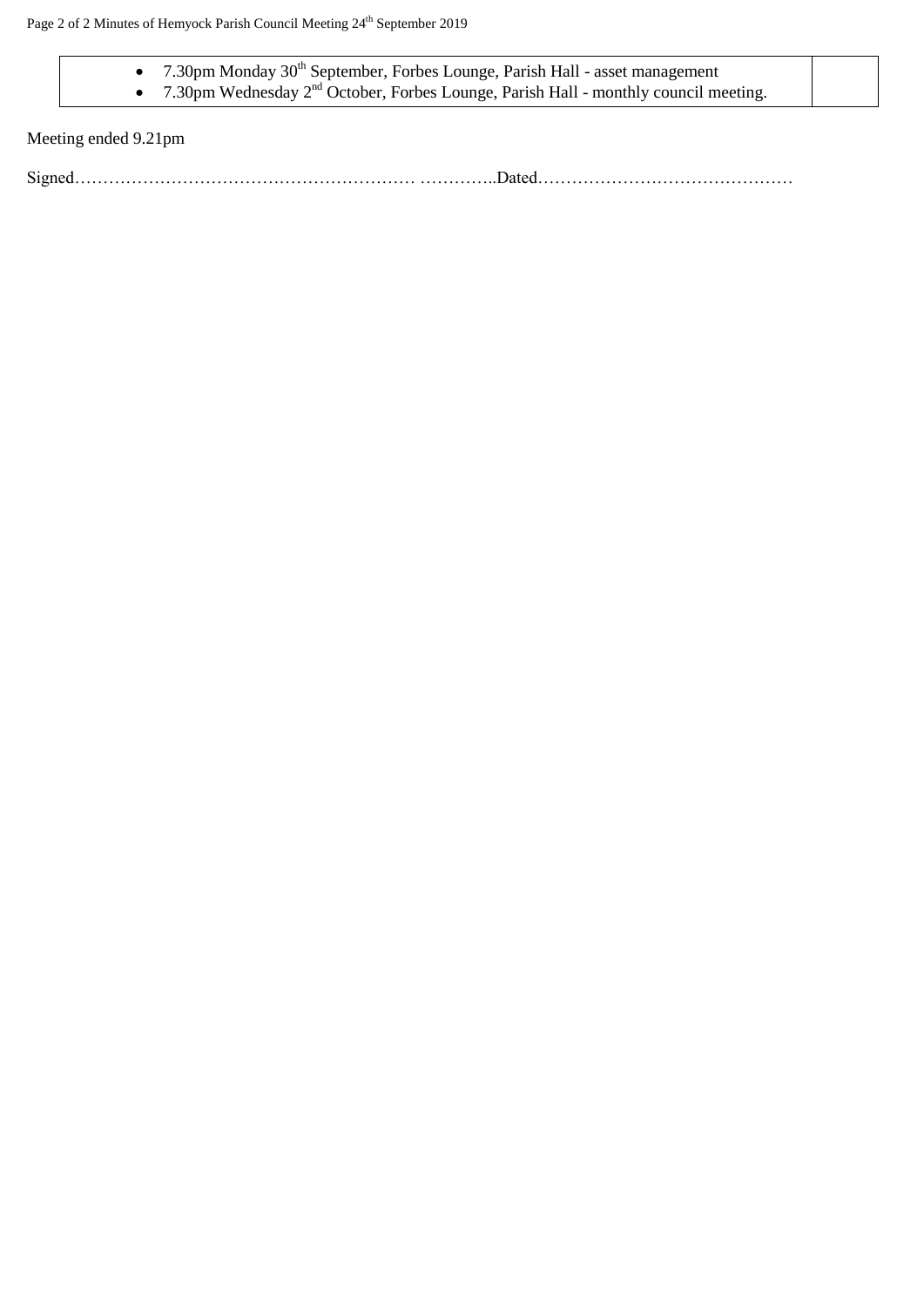| | |
|---|---|
| • 7.30pm Monday 30th September, Forbes Lounge, Parish Hall - asset management<br>• 7.30pm Wednesday 2nd October, Forbes Lounge, Parish Hall - monthly council meeting. | |

Meeting ended 9.21pm

Signed……………………………………………………… …………..Dated………………………………………